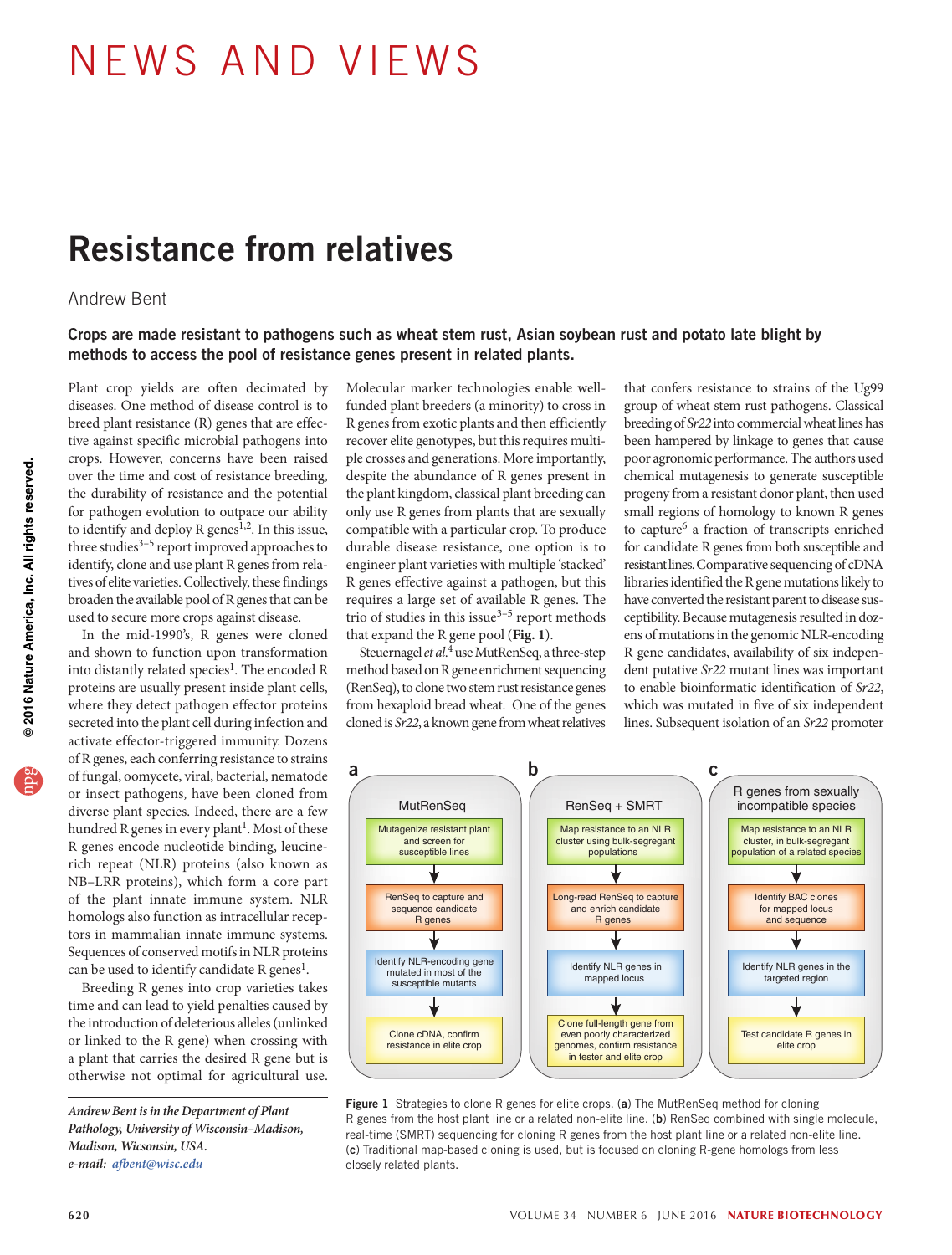# NEWS AND VIEWS

## Resistance from relatives

Andrew Bent

**Crops are made resistant to pathogens such as wheat stem rust, Asian soybean rust and potato late blight by methods to access the pool of resistance genes present in related plants.**

Plant crop yields are often decimated by diseases. One method of disease control is to breed plant resistance (R) genes that are effective against specific microbial pathogens into crops. However, concerns have been raised over the time and cost of resistance breeding, the durability of resistance and the potential for pathogen evolution to outpace our ability to identify and deploy R genes[1,2]. In this issue, three studies[3–5] report improved approaches to identify, clone and use plant R genes from relatives of elite varieties. Collectively, these findings broaden the available pool of R genes that can be used to secure more crops against disease.

In the mid-1990's, R genes were cloned and shown to function upon transformation into distantly related species[1]. The encoded R proteins are usually present inside plant cells, where they detect pathogen effector proteins secreted into the plant cell during infection and activate effector-triggered immunity. Dozens of R genes, each conferring resistance to strains of fungal, oomycete, viral, bacterial, nematode or insect pathogens, have been cloned from diverse plant species. Indeed, there are a few hundred R genes in every plant[1]. Most of these R genes encode nucleotide binding, leucine-rich repeat (NLR) proteins (also known as NB–LRR proteins), which form a core part of the plant innate immune system. NLR homologs also function as intracellular receptors in mammalian innate immune systems. Sequences of conserved motifs in NLR proteins can be used to identify candidate R genes[1].

Breeding R genes into crop varieties takes time and can lead to yield penalties caused by the introduction of deleterious alleles (unlinked or linked to the R gene) when crossing with a plant that carries the desired R gene but is otherwise not optimal for agricultural use. Molecular marker technologies enable well-funded plant breeders (a minority) to cross in R genes from exotic plants and then efficiently recover elite genotypes, but this requires multiple crosses and generations. More importantly, despite the abundance of R genes present in the plant kingdom, classical plant breeding can only use R genes from plants that are sexually compatible with a particular crop. To produce durable disease resistance, one option is to engineer plant varieties with multiple 'stacked' R genes effective against a pathogen, but this requires a large set of available R genes. The trio of studies in this issue[3–5] report methods that expand the R gene pool (**Fig. 1**).

Steuernagel *et al.*[4] use MutRenSeq, a three-step method based on R gene enrichment sequencing (RenSeq), to clone two stem rust resistance genes from hexaploid bread wheat. One of the genes cloned is *Sr22*, a known gene from wheat relatives that confers resistance to strains of the Ug99 group of wheat stem rust pathogens. Classical breeding of *Sr22* into commercial wheat lines has been hampered by linkage to genes that cause poor agronomic performance. The authors used chemical mutagenesis to generate susceptible progeny from a resistant donor plant, then used small regions of homology to known R genes to capture[6] a fraction of transcripts enriched for candidate R genes from both susceptible and resistant lines. Comparative sequencing of cDNA libraries identified the R gene mutations likely to have converted the resistant parent to disease susceptibility. Because mutagenesis resulted in dozens of mutations in the genomic NLR-encoding R gene candidates, availability of six independent putative *Sr22* mutant lines was important to enable bioinformatic identification of *Sr22*, which was mutated in five of six independent lines. Subsequent isolation of an *Sr22* promoter

| **a** MutRenSeq | **b** RenSeq + SMRT | **c** R genes from sexually incompatible species |
|---|---|---|
| Mutagenize resistant plant and screen for susceptible lines | Map resistance to an NLR cluster using bulk-segregant populations | Map resistance to an NLR cluster, in bulk-segregant population of a related species |
| ↓ | ↓ | ↓ |
| RenSeq to capture and sequence candidate R genes | Long-read RenSeq to capture and enrich candidate R genes | Identify BAC clones for mapped locus and sequence |
| ↓ | ↓ | ↓ |
| Identify NLR-encoding gene mutated in most of the susceptible mutants | Identify NLR genes in mapped locus | Identify NLR genes in the targeted region |
| ↓ | ↓ | ↓ |
| Clone cDNA, confirm resistance in elite crop | Clone full-length gene from even poorly characterized genomes, confirm resistance in tester and elite crop | Test candidate R genes in elite crop |

**Figure 1** Strategies to clone R genes for elite crops. (**a**) The MutRenSeq method for cloning R genes from the host plant line or a related non-elite line. (**b**) RenSeq combined with single molecule, real-time (SMRT) sequencing for cloning R genes from the host plant line or a related non-elite line. (**c**) Traditional map-based cloning is used, but is focused on cloning R-gene homologs from less closely related plants.

*Andrew Bent is in the Department of Plant Pathology, University of Wisconsin–Madison, Madison, Wisconsin, USA.*
*e-mail: afbent@wisc.edu*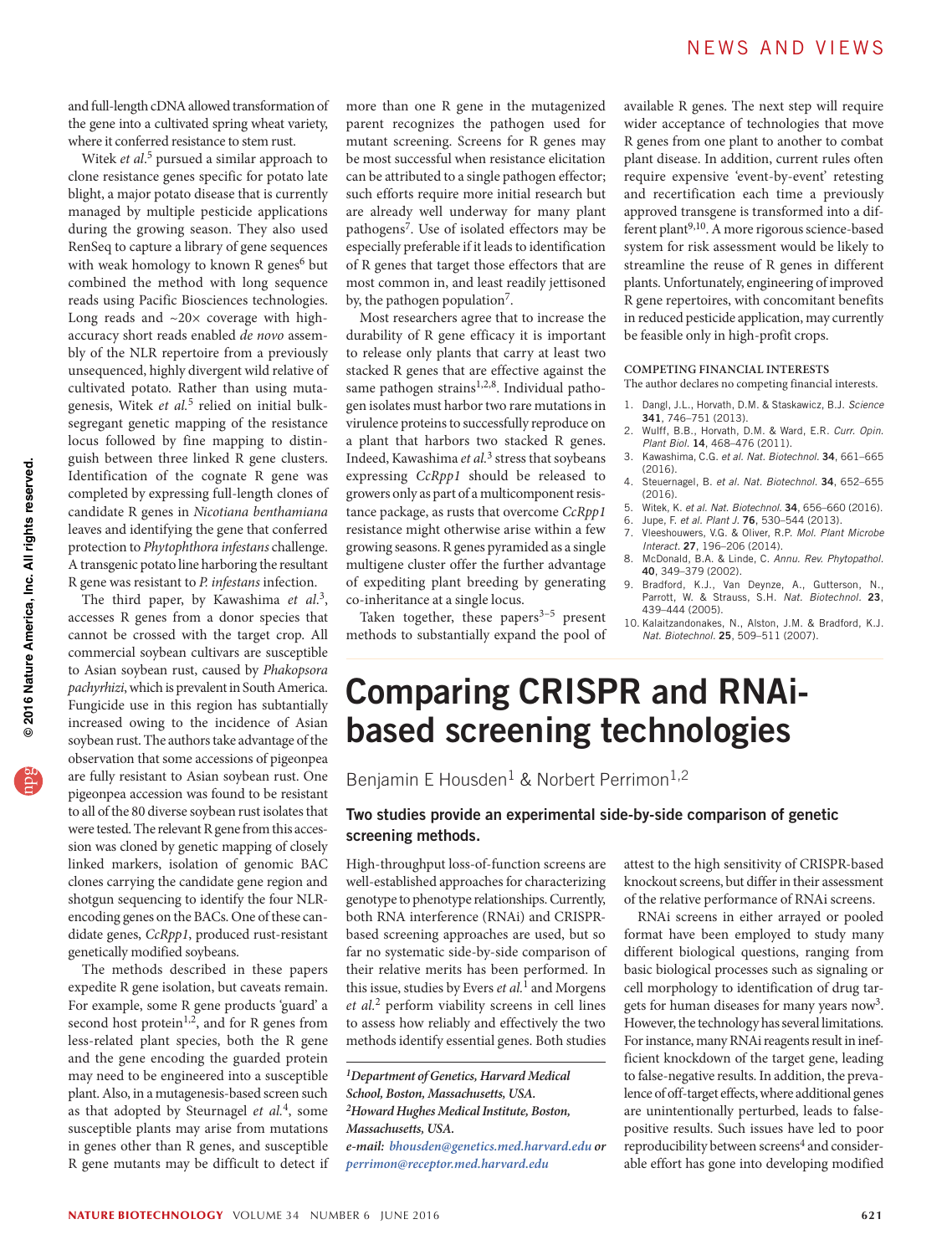and full-length cDNA allowed transformation of the gene into a cultivated spring wheat variety, where it conferred resistance to stem rust.

Witek *et al.*[5] pursued a similar approach to clone resistance genes specific for potato late blight, a major potato disease that is currently managed by multiple pesticide applications during the growing season. They also used RenSeq to capture a library of gene sequences with weak homology to known R genes[6] but combined the method with long sequence reads using Pacific Biosciences technologies. Long reads and ~20× coverage with high-accuracy short reads enabled *de novo* assembly of the NLR repertoire from a previously unsequenced, highly divergent wild relative of cultivated potato. Rather than using mutagenesis, Witek *et al.*[5] relied on initial bulk-segregant genetic mapping of the resistance locus followed by fine mapping to distinguish between three linked R gene clusters. Identification of the cognate R gene was completed by expressing full-length clones of candidate R genes in *Nicotiana benthamiana* leaves and identifying the gene that conferred protection to *Phytophthora infestans* challenge. A transgenic potato line harboring the resultant R gene was resistant to *P. infestans* infection.

The third paper, by Kawashima *et al.*[3], accesses R genes from a donor species that cannot be crossed with the target crop. All commercial soybean cultivars are susceptible to Asian soybean rust, caused by *Phakopsora pachyrhizi*, which is prevalent in South America. Fungicide use in this region has substantially increased owing to the incidence of Asian soybean rust. The authors take advantage of the observation that some accessions of pigeonpea are fully resistant to Asian soybean rust. One pigeonpea accession was found to be resistant to all of the 80 diverse soybean rust isolates that were tested. The relevant R gene from this accession was cloned by genetic mapping of closely linked markers, isolation of genomic BAC clones carrying the candidate gene region and shotgun sequencing to identify the four NLR-encoding genes on the BACs. One of these candidate genes, *CcRpp1*, produced rust-resistant genetically modified soybeans.

The methods described in these papers expedite R gene isolation, but caveats remain. For example, some R gene products 'guard' a second host protein[1,2], and for R genes from less-related plant species, both the R gene and the gene encoding the guarded protein may need to be engineered into a susceptible plant. Also, in a mutagenesis-based screen such as that adopted by Steurnagel *et al.*[4], some susceptible plants may arise from mutations in genes other than R genes, and susceptible R gene mutants may be difficult to detect if more than one R gene in the mutagenized parent recognizes the pathogen used for mutant screening. Screens for R genes may be most successful when resistance elicitation can be attributed to a single pathogen effector; such efforts require more initial research but are already well underway for many plant pathogens[7]. Use of isolated effectors may be especially preferable if it leads to identification of R genes that target those effectors that are most common in, and least readily jettisoned by, the pathogen population[7].

Most researchers agree that to increase the durability of R gene efficacy it is important to release only plants that carry at least two stacked R genes that are effective against the same pathogen strains[1,2,8]. Individual pathogen isolates must harbor two rare mutations in virulence proteins to successfully reproduce on a plant that harbors two stacked R genes. Indeed, Kawashima *et al.*[3] stress that soybeans expressing *CcRpp1* should be released to growers only as part of a multicomponent resistance package, as rusts that overcome *CcRpp1* resistance might otherwise arise within a few growing seasons. R genes pyramided as a single multigene cluster offer the further advantage of expediting plant breeding by generating co-inheritance at a single locus.

Taken together, these papers[3–5] present methods to substantially expand the pool of available R genes. The next step will require wider acceptance of technologies that move R genes from one plant to another to combat plant disease. In addition, current rules often require expensive 'event-by-event' retesting and recertification each time a previously approved transgene is transformed into a different plant[9,10]. A more rigorous science-based system for risk assessment would be likely to streamline the reuse of R genes in different plants. Unfortunately, engineering of improved R gene repertoires, with concomitant benefits in reduced pesticide application, may currently be feasible only in high-profit crops.

**COMPETING FINANCIAL INTERESTS**

The author declares no competing financial interests.

1. Dangl, J.L., Horvath, D.M. & Staskawicz, B.J. *Science* **341**, 746–751 (2013).
2. Wulff, B.B., Horvath, D.M. & Ward, E.R. *Curr. Opin. Plant Biol.* **14**, 468–476 (2011).
3. Kawashima, C.G. *et al. Nat. Biotechnol.* **34**, 661–665 (2016).
4. Steuernagel, B. *et al. Nat. Biotechnol.* **34**, 652–655 (2016).
5. Witek, K. *et al. Nat. Biotechnol.* **34**, 656–660 (2016).
6. Jupe, F. *et al. Plant J.* **76**, 530–544 (2013).
7. Vleeshouwers, V.G. & Oliver, R.P. *Mol. Plant Microbe Interact.* **27**, 196–206 (2014).
8. McDonald, B.A. & Linde, C. *Annu. Rev. Phytopathol.* **40**, 349–379 (2002).
9. Bradford, K.J., Van Deynze, A., Gutterson, N., Parrott, W. & Strauss, S.H. *Nat. Biotechnol.* **23**, 439–444 (2005).
10. Kalaitzandonakes, N., Alston, J.M. & Bradford, K.J. *Nat. Biotechnol.* **25**, 509–511 (2007).

# Comparing CRISPR and RNAi-based screening technologies

Benjamin E Housden[1] & Norbert Perrimon[1,2]

**Two studies provide an experimental side-by-side comparison of genetic screening methods.**

High-throughput loss-of-function screens are well-established approaches for characterizing genotype to phenotype relationships. Currently, both RNA interference (RNAi) and CRISPR-based screening approaches are used, but so far no systematic side-by-side comparison of their relative merits has been performed. In this issue, studies by Evers *et al.*[1] and Morgens *et al.*[2] perform viability screens in cell lines to assess how reliably and effectively the two methods identify essential genes. Both studies attest to the high sensitivity of CRISPR-based knockout screens, but differ in their assessment of the relative performance of RNAi screens.

RNAi screens in either arrayed or pooled format have been employed to study many different biological questions, ranging from basic biological processes such as signaling or cell morphology to identification of drug targets for human diseases for many years now[3]. However, the technology has several limitations. For instance, many RNAi reagents result in inefficient knockdown of the target gene, leading to false-negative results. In addition, the prevalence of off-target effects, where additional genes are unintentionally perturbed, leads to false-positive results. Such issues have led to poor reproducibility between screens[4] and considerable effort has gone into developing modified

*[1]Department of Genetics, Harvard Medical School, Boston, Massachusetts, USA.*
*[2]Howard Hughes Medical Institute, Boston, Massachusetts, USA.*
*e-mail: bhousden@genetics.med.harvard.edu or perrimon@receptor.med.harvard.edu*